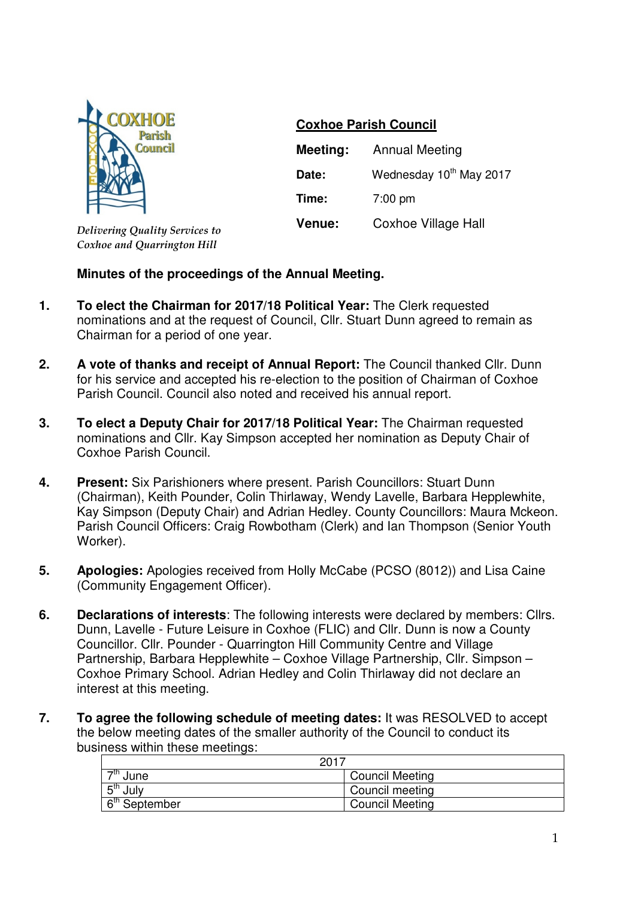*Delivering Quality Services to Coxhoe and Quarrington Hill*

**Coxhoe Parish Council**

**Meeting:** Annual Meeting

**Date:** Wednesday 10th May 2017

**Time:** 7:00 pm

**Venue:** Coxhoe Village Hall

**Minutes of the proceedings of the Annual Meeting.**

1. **To elect the Chairman for 2017/18 Political Year:** The Clerk requested nominations and at the request of Council, Cllr. Stuart Dunn agreed to remain as Chairman for a period of one year.

2. **A vote of thanks and receipt of Annual Report:** The Council thanked Cllr. Dunn for his service and accepted his re-election to the position of Chairman of Coxhoe Parish Council. Council also noted and received his annual report.

3. **To elect a Deputy Chair for 2017/18 Political Year:** The Chairman requested nominations and Cllr. Kay Simpson accepted her nomination as Deputy Chair of Coxhoe Parish Council.

4. **Present:** Six Parishioners where present. Parish Councillors: Stuart Dunn (Chairman), Keith Pounder, Colin Thirlaway, Wendy Lavelle, Barbara Hepplewhite, Kay Simpson (Deputy Chair) and Adrian Hedley. County Councillors: Maura Mckeon. Parish Council Officers: Craig Rowbotham (Clerk) and Ian Thompson (Senior Youth Worker).

5. **Apologies:** Apologies received from Holly McCabe (PCSO (8012)) and Lisa Caine (Community Engagement Officer).

6. **Declarations of interests**: The following interests were declared by members: Cllrs. Dunn, Lavelle - Future Leisure in Coxhoe (FLIC) and Cllr. Dunn is now a County Councillor. Cllr. Pounder - Quarrington Hill Community Centre and Village Partnership, Barbara Hepplewhite – Coxhoe Village Partnership, Cllr. Simpson – Coxhoe Primary School. Adrian Hedley and Colin Thirlaway did not declare an interest at this meeting.

7. **To agree the following schedule of meeting dates:** It was RESOLVED to accept the below meeting dates of the smaller authority of the Council to conduct its business within these meetings:

| 2017 | |
|---|---|
| 7th June | Council Meeting |
| 5th July | Council meeting |
| 6th September | Council Meeting |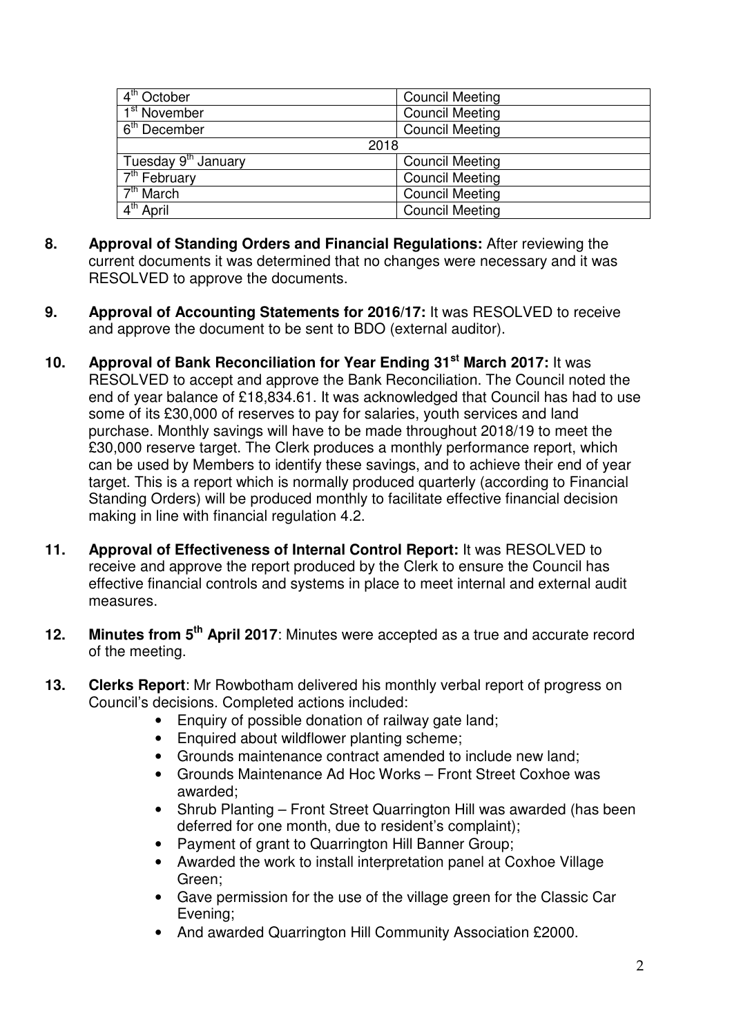| 4th October | Council Meeting |
|---|---|
| 1st November | Council Meeting |
| 6th December | Council Meeting |
| 2018 | |
| Tuesday 9th January | Council Meeting |
| 7th February | Council Meeting |
| 7th March | Council Meeting |
| 4th April | Council Meeting |

**8. Approval of Standing Orders and Financial Regulations:** After reviewing the current documents it was determined that no changes were necessary and it was RESOLVED to approve the documents.

**9. Approval of Accounting Statements for 2016/17:** It was RESOLVED to receive and approve the document to be sent to BDO (external auditor).

**10. Approval of Bank Reconciliation for Year Ending 31st March 2017:** It was RESOLVED to accept and approve the Bank Reconciliation. The Council noted the end of year balance of £18,834.61. It was acknowledged that Council has had to use some of its £30,000 of reserves to pay for salaries, youth services and land purchase. Monthly savings will have to be made throughout 2018/19 to meet the £30,000 reserve target. The Clerk produces a monthly performance report, which can be used by Members to identify these savings, and to achieve their end of year target. This is a report which is normally produced quarterly (according to Financial Standing Orders) will be produced monthly to facilitate effective financial decision making in line with financial regulation 4.2.

**11. Approval of Effectiveness of Internal Control Report:** It was RESOLVED to receive and approve the report produced by the Clerk to ensure the Council has effective financial controls and systems in place to meet internal and external audit measures.

**12. Minutes from 5th April 2017**: Minutes were accepted as a true and accurate record of the meeting.

**13. Clerks Report**: Mr Rowbotham delivered his monthly verbal report of progress on Council's decisions. Completed actions included:

- Enquiry of possible donation of railway gate land;
- Enquired about wildflower planting scheme;
- Grounds maintenance contract amended to include new land;
- Grounds Maintenance Ad Hoc Works – Front Street Coxhoe was awarded;
- Shrub Planting – Front Street Quarrington Hill was awarded (has been deferred for one month, due to resident's complaint);
- Payment of grant to Quarrington Hill Banner Group;
- Awarded the work to install interpretation panel at Coxhoe Village Green;
- Gave permission for the use of the village green for the Classic Car Evening;
- And awarded Quarrington Hill Community Association £2000.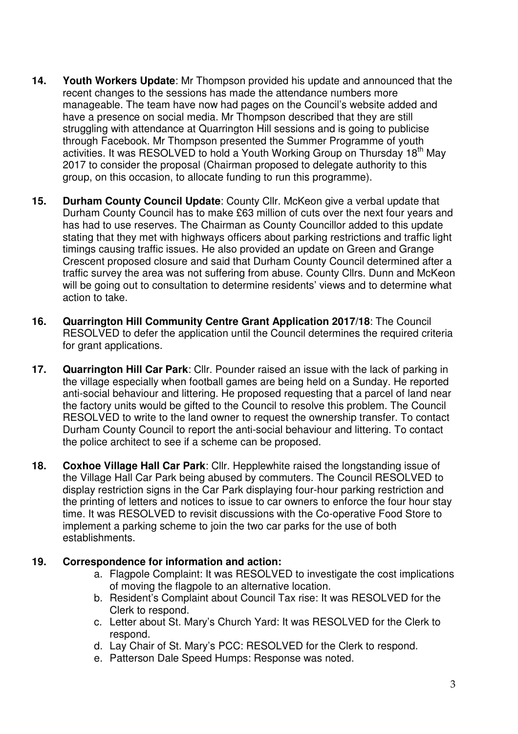**14. Youth Workers Update**: Mr Thompson provided his update and announced that the recent changes to the sessions has made the attendance numbers more manageable. The team have now had pages on the Council's website added and have a presence on social media. Mr Thompson described that they are still struggling with attendance at Quarrington Hill sessions and is going to publicise through Facebook. Mr Thompson presented the Summer Programme of youth activities. It was RESOLVED to hold a Youth Working Group on Thursday 18th May 2017 to consider the proposal (Chairman proposed to delegate authority to this group, on this occasion, to allocate funding to run this programme).

**15. Durham County Council Update**: County Cllr. McKeon give a verbal update that Durham County Council has to make £63 million of cuts over the next four years and has had to use reserves. The Chairman as County Councillor added to this update stating that they met with highways officers about parking restrictions and traffic light timings causing traffic issues. He also provided an update on Green and Grange Crescent proposed closure and said that Durham County Council determined after a traffic survey the area was not suffering from abuse. County Cllrs. Dunn and McKeon will be going out to consultation to determine residents' views and to determine what action to take.

**16. Quarrington Hill Community Centre Grant Application 2017/18**: The Council RESOLVED to defer the application until the Council determines the required criteria for grant applications.

**17. Quarrington Hill Car Park**: Cllr. Pounder raised an issue with the lack of parking in the village especially when football games are being held on a Sunday. He reported anti-social behaviour and littering. He proposed requesting that a parcel of land near the factory units would be gifted to the Council to resolve this problem. The Council RESOLVED to write to the land owner to request the ownership transfer. To contact Durham County Council to report the anti-social behaviour and littering. To contact the police architect to see if a scheme can be proposed.

**18. Coxhoe Village Hall Car Park**: Cllr. Hepplewhite raised the longstanding issue of the Village Hall Car Park being abused by commuters. The Council RESOLVED to display restriction signs in the Car Park displaying four-hour parking restriction and the printing of letters and notices to issue to car owners to enforce the four hour stay time. It was RESOLVED to revisit discussions with the Co-operative Food Store to implement a parking scheme to join the two car parks for the use of both establishments.

**19. Correspondence for information and action:**

a. Flagpole Complaint: It was RESOLVED to investigate the cost implications of moving the flagpole to an alternative location.

b. Resident's Complaint about Council Tax rise: It was RESOLVED for the Clerk to respond.

c. Letter about St. Mary's Church Yard: It was RESOLVED for the Clerk to respond.

d. Lay Chair of St. Mary's PCC: RESOLVED for the Clerk to respond.

e. Patterson Dale Speed Humps: Response was noted.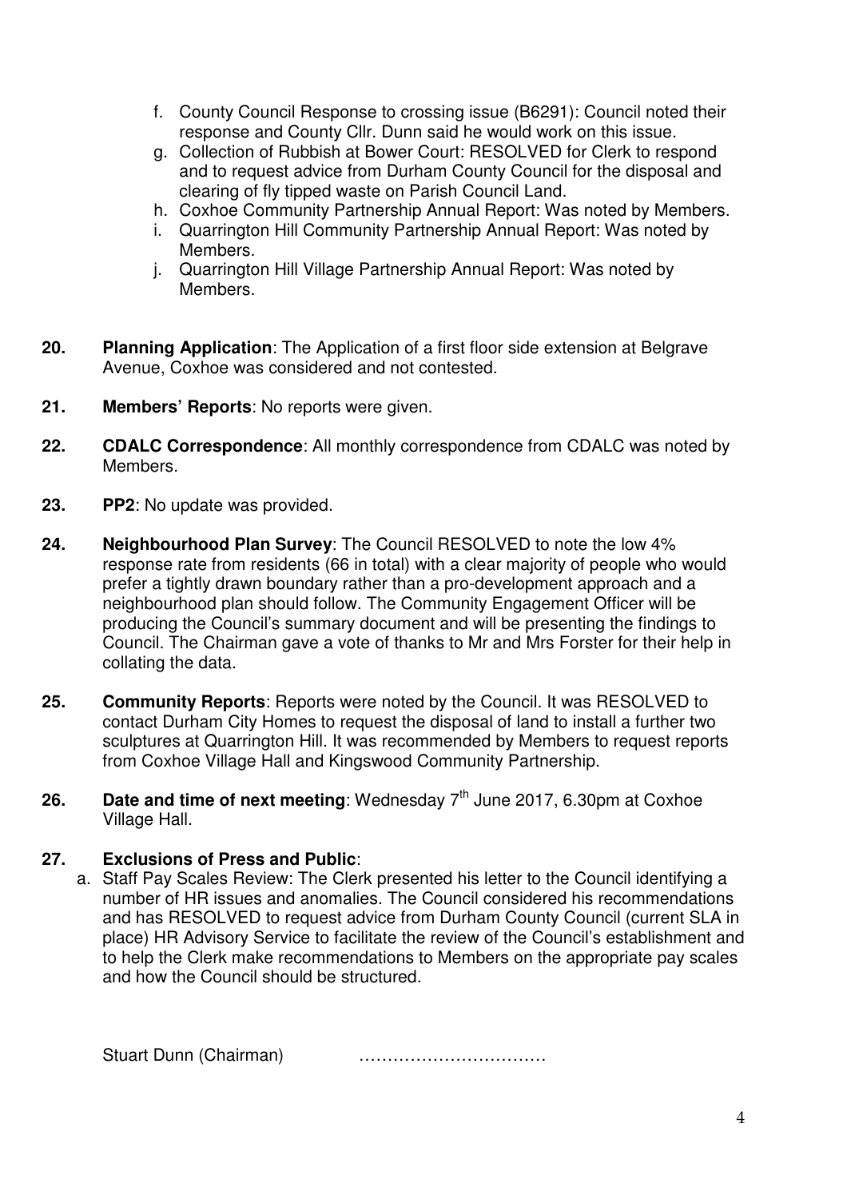f. County Council Response to crossing issue (B6291): Council noted their response and County Cllr. Dunn said he would work on this issue.
g. Collection of Rubbish at Bower Court: RESOLVED for Clerk to respond and to request advice from Durham County Council for the disposal and clearing of fly tipped waste on Parish Council Land.
h. Coxhoe Community Partnership Annual Report: Was noted by Members.
i. Quarrington Hill Community Partnership Annual Report: Was noted by Members.
j. Quarrington Hill Village Partnership Annual Report: Was noted by Members.

**20. Planning Application**: The Application of a first floor side extension at Belgrave Avenue, Coxhoe was considered and not contested.

**21. Members' Reports**: No reports were given.

**22. CDALC Correspondence**: All monthly correspondence from CDALC was noted by Members.

**23. PP2**: No update was provided.

**24. Neighbourhood Plan Survey**: The Council RESOLVED to note the low 4% response rate from residents (66 in total) with a clear majority of people who would prefer a tightly drawn boundary rather than a pro-development approach and a neighbourhood plan should follow. The Community Engagement Officer will be producing the Council's summary document and will be presenting the findings to Council. The Chairman gave a vote of thanks to Mr and Mrs Forster for their help in collating the data.

**25. Community Reports**: Reports were noted by the Council. It was RESOLVED to contact Durham City Homes to request the disposal of land to install a further two sculptures at Quarrington Hill. It was recommended by Members to request reports from Coxhoe Village Hall and Kingswood Community Partnership.

**26. Date and time of next meeting**: Wednesday 7th June 2017, 6.30pm at Coxhoe Village Hall.

**27. Exclusions of Press and Public**:

a. Staff Pay Scales Review: The Clerk presented his letter to the Council identifying a number of HR issues and anomalies. The Council considered his recommendations and has RESOLVED to request advice from Durham County Council (current SLA in place) HR Advisory Service to facilitate the review of the Council's establishment and to help the Clerk make recommendations to Members on the appropriate pay scales and how the Council should be structured.

Stuart Dunn (Chairman) ……………………………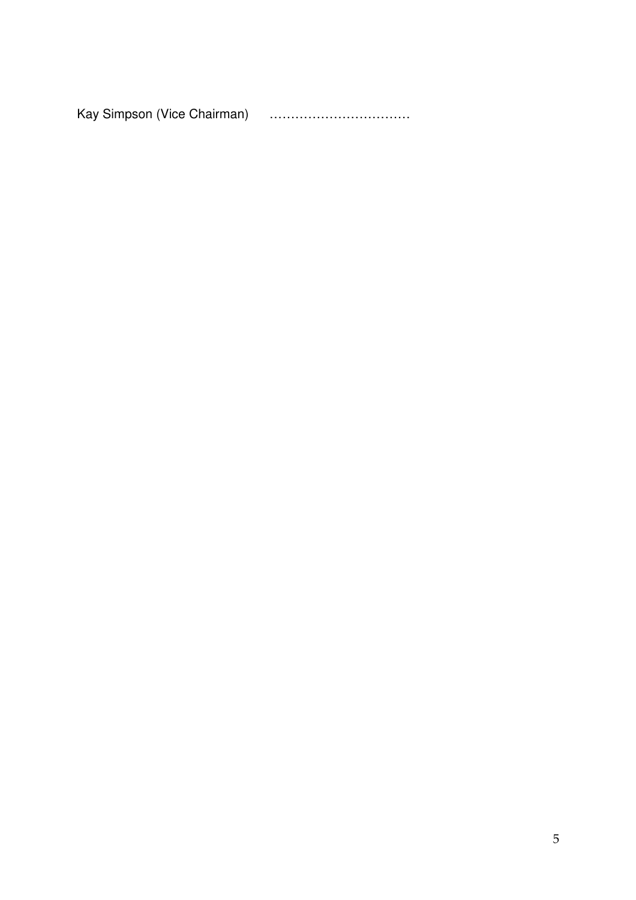Kay Simpson (Vice Chairman) ……………………………